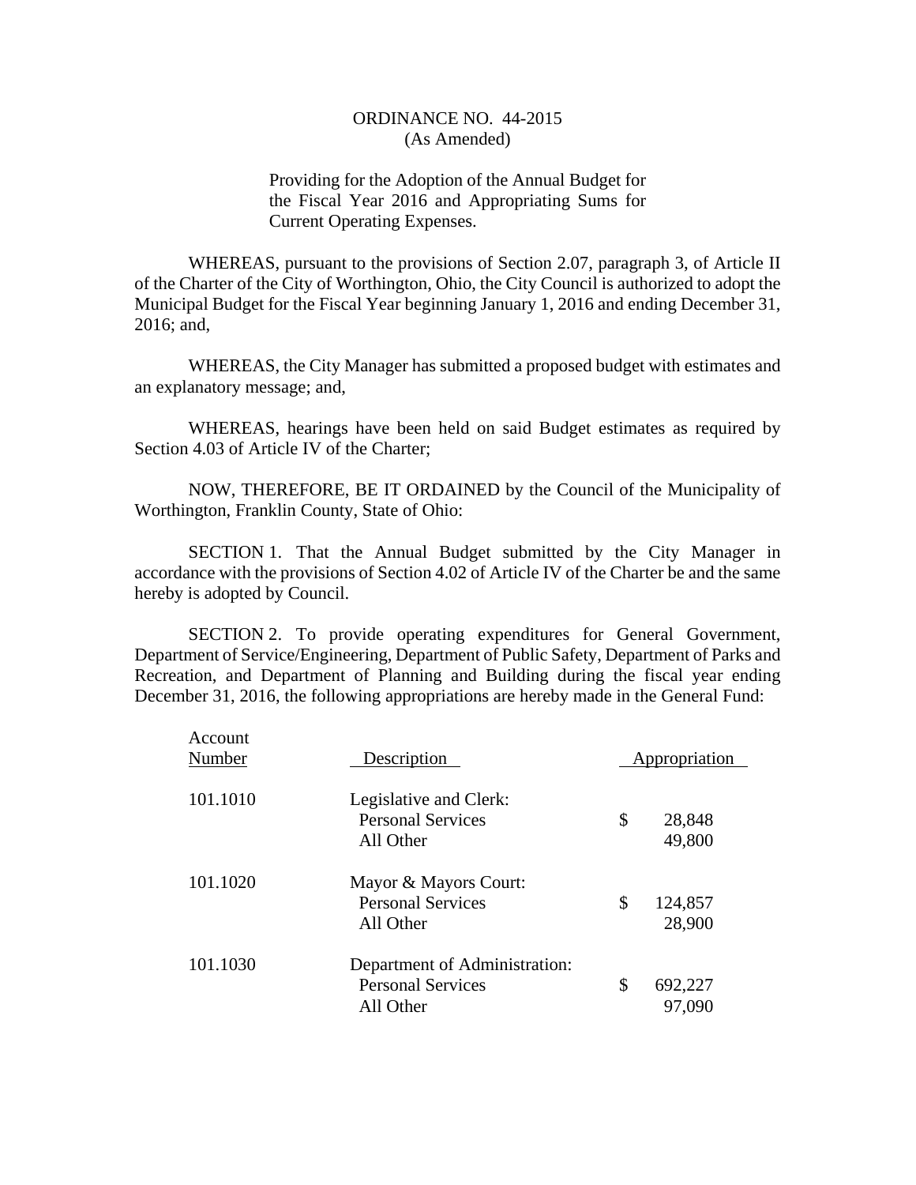# ORDINANCE NO. 44-2015
(As Amended)

Providing for the Adoption of the Annual Budget for the Fiscal Year 2016 and Appropriating Sums for Current Operating Expenses.

WHEREAS, pursuant to the provisions of Section 2.07, paragraph 3, of Article II of the Charter of the City of Worthington, Ohio, the City Council is authorized to adopt the Municipal Budget for the Fiscal Year beginning January 1, 2016 and ending December 31, 2016; and,

WHEREAS, the City Manager has submitted a proposed budget with estimates and an explanatory message; and,

WHEREAS, hearings have been held on said Budget estimates as required by Section 4.03 of Article IV of the Charter;

NOW, THEREFORE, BE IT ORDAINED by the Council of the Municipality of Worthington, Franklin County, State of Ohio:

SECTION 1. That the Annual Budget submitted by the City Manager in accordance with the provisions of Section 4.02 of Article IV of the Charter be and the same hereby is adopted by Council.

SECTION 2. To provide operating expenditures for General Government, Department of Service/Engineering, Department of Public Safety, Department of Parks and Recreation, and Department of Planning and Building during the fiscal year ending December 31, 2016, the following appropriations are hereby made in the General Fund:

| Account Number | Description | Appropriation |
|---|---|---|
| 101.1010 | Legislative and Clerk: | |
| | Personal Services | $ 28,848 |
| | All Other | 49,800 |
| 101.1020 | Mayor & Mayors Court: | |
| | Personal Services | $ 124,857 |
| | All Other | 28,900 |
| 101.1030 | Department of Administration: | |
| | Personal Services | $ 692,227 |
| | All Other | 97,090 |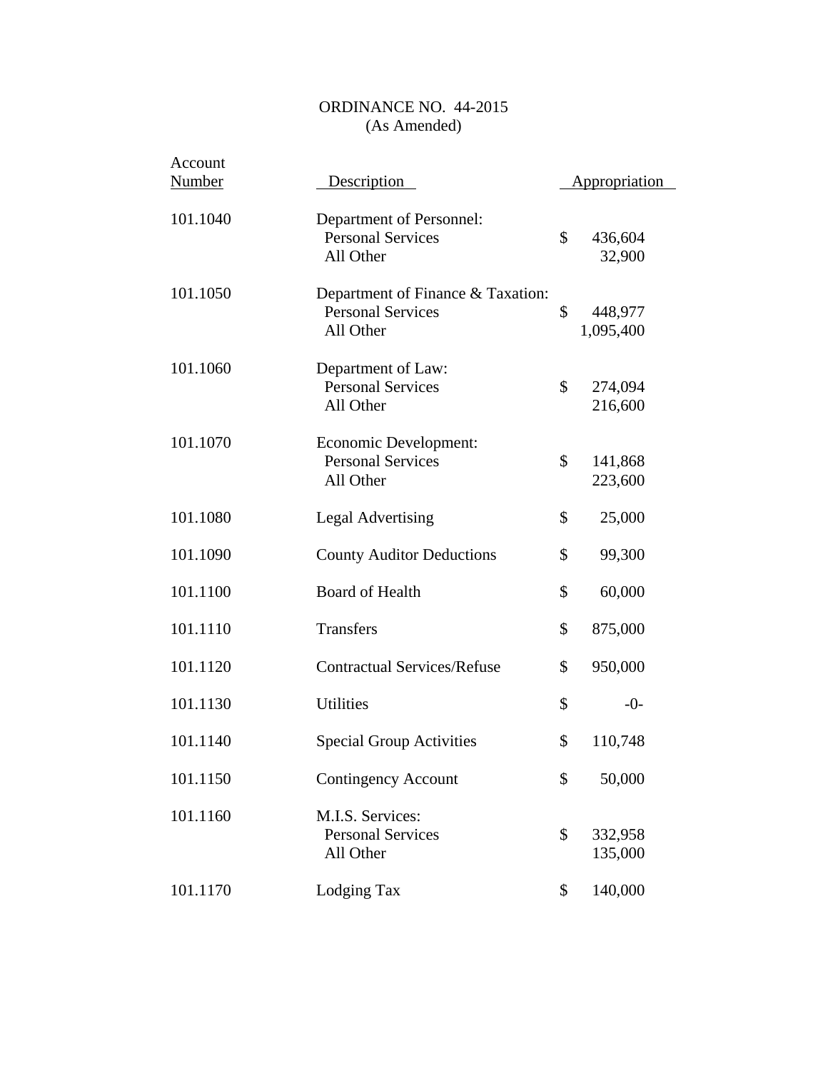ORDINANCE NO. 44-2015
(As Amended)

| Account Number | Description | Appropriation |
|---|---|---|
| 101.1040 | Department of Personnel: | |
| | Personal Services | $ 436,604 |
| | All Other | 32,900 |
| 101.1050 | Department of Finance & Taxation: | |
| | Personal Services | $ 448,977 |
| | All Other | 1,095,400 |
| 101.1060 | Department of Law: | |
| | Personal Services | $ 274,094 |
| | All Other | 216,600 |
| 101.1070 | Economic Development: | |
| | Personal Services | $ 141,868 |
| | All Other | 223,600 |
| 101.1080 | Legal Advertising | $ 25,000 |
| 101.1090 | County Auditor Deductions | $ 99,300 |
| 101.1100 | Board of Health | $ 60,000 |
| 101.1110 | Transfers | $ 875,000 |
| 101.1120 | Contractual Services/Refuse | $ 950,000 |
| 101.1130 | Utilities | $ -0- |
| 101.1140 | Special Group Activities | $ 110,748 |
| 101.1150 | Contingency Account | $ 50,000 |
| 101.1160 | M.I.S. Services: | |
| | Personal Services | $ 332,958 |
| | All Other | 135,000 |
| 101.1170 | Lodging Tax | $ 140,000 |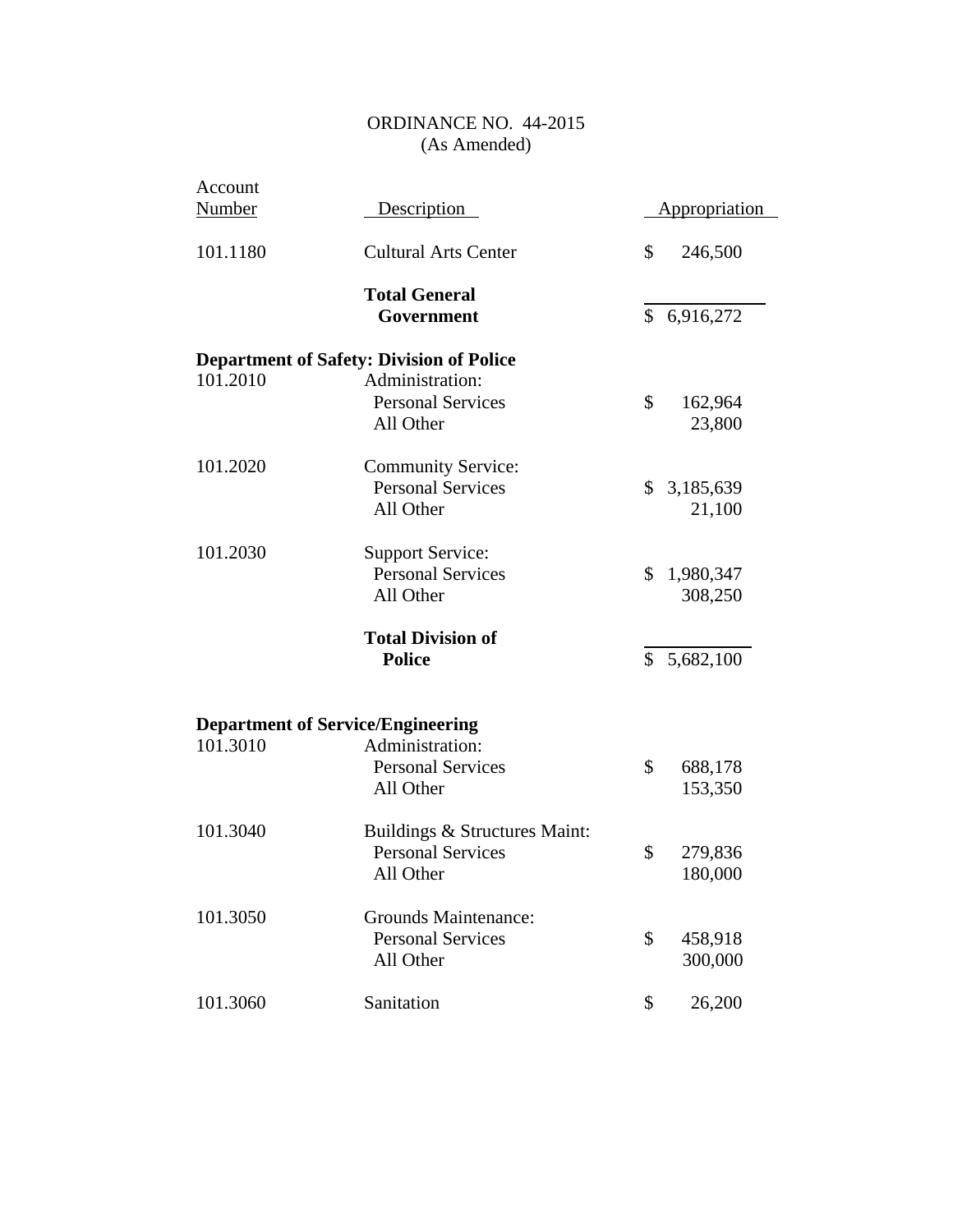ORDINANCE NO. 44-2015
(As Amended)

| Account Number | Description | Appropriation |
|---|---|---|
| 101.1180 | Cultural Arts Center | $ 246,500 |
| | **Total General Government** | $ 6,916,272 |
| **Department of Safety: Division of Police** | | |
| 101.2010 | Administration: | |
| | Personal Services | $ 162,964 |
| | All Other | 23,800 |
| 101.2020 | Community Service: | |
| | Personal Services | $ 3,185,639 |
| | All Other | 21,100 |
| 101.2030 | Support Service: | |
| | Personal Services | $ 1,980,347 |
| | All Other | 308,250 |
| | **Total Division of Police** | $ 5,682,100 |
| **Department of Service/Engineering** | | |
| 101.3010 | Administration: | |
| | Personal Services | $ 688,178 |
| | All Other | 153,350 |
| 101.3040 | Buildings & Structures Maint: | |
| | Personal Services | $ 279,836 |
| | All Other | 180,000 |
| 101.3050 | Grounds Maintenance: | |
| | Personal Services | $ 458,918 |
| | All Other | 300,000 |
| 101.3060 | Sanitation | $ 26,200 |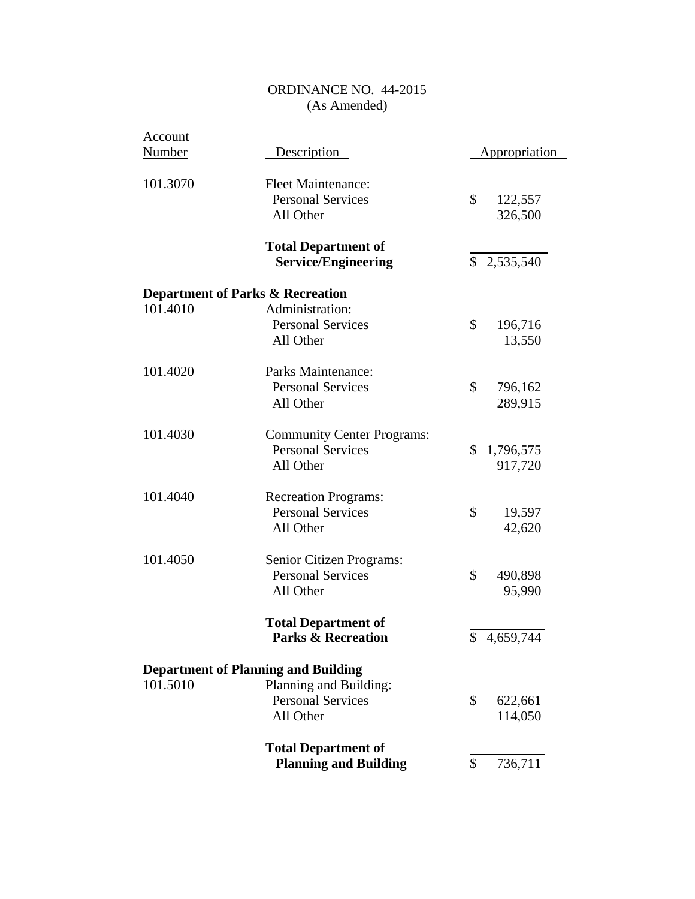ORDINANCE NO. 44-2015
(As Amended)

| Account Number | Description | Appropriation |
|---|---|---|
| 101.3070 | Fleet Maintenance: | |
| | Personal Services | $ 122,557 |
| | All Other | 326,500 |
| | **Total Department of Service/Engineering** | $ 2,535,540 |
| **Department of Parks & Recreation** | | |
| 101.4010 | Administration: | |
| | Personal Services | $ 196,716 |
| | All Other | 13,550 |
| 101.4020 | Parks Maintenance: | |
| | Personal Services | $ 796,162 |
| | All Other | 289,915 |
| 101.4030 | Community Center Programs: | |
| | Personal Services | $ 1,796,575 |
| | All Other | 917,720 |
| 101.4040 | Recreation Programs: | |
| | Personal Services | $ 19,597 |
| | All Other | 42,620 |
| 101.4050 | Senior Citizen Programs: | |
| | Personal Services | $ 490,898 |
| | All Other | 95,990 |
| | **Total Department of Parks & Recreation** | $ 4,659,744 |
| **Department of Planning and Building** | | |
| 101.5010 | Planning and Building: | |
| | Personal Services | $ 622,661 |
| | All Other | 114,050 |
| | **Total Department of Planning and Building** | $ 736,711 |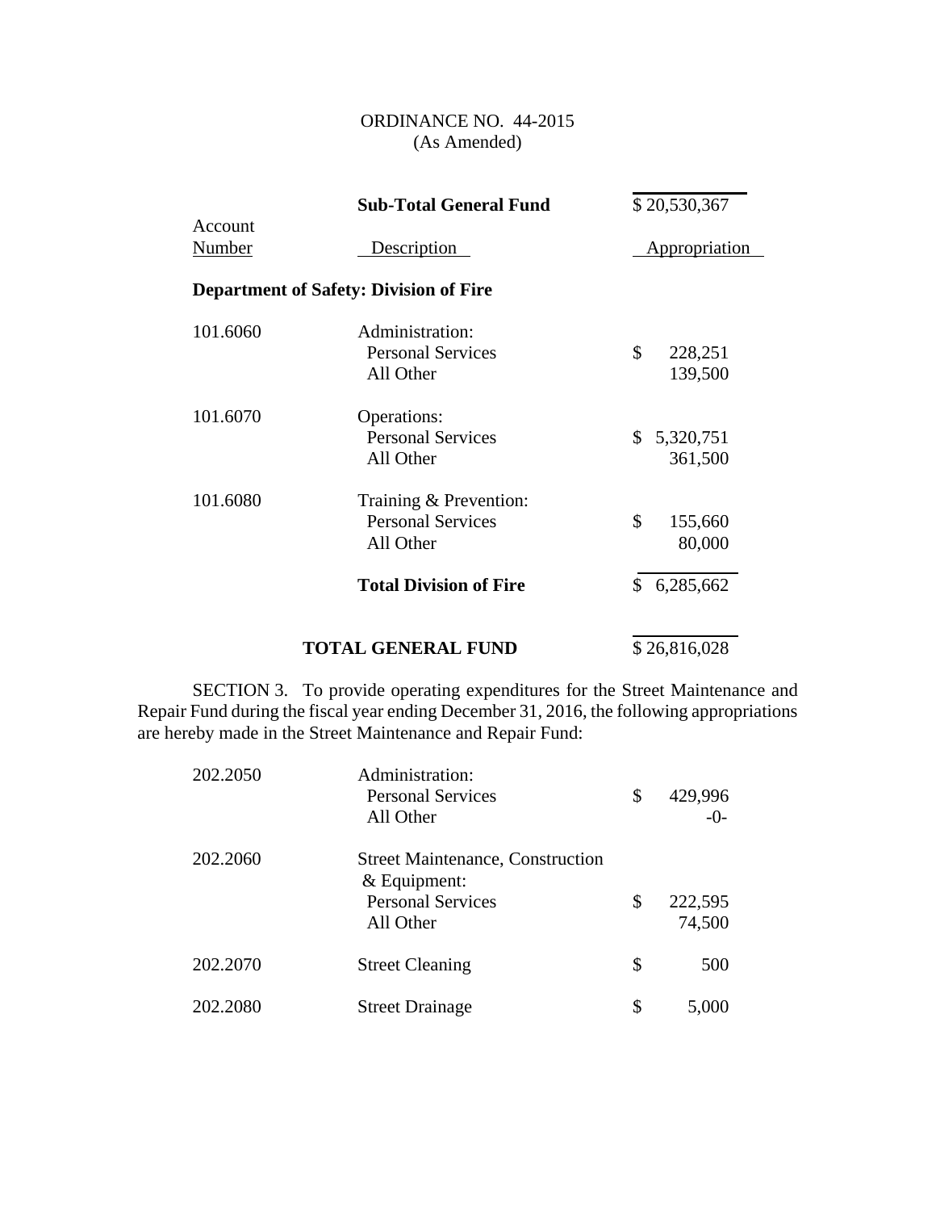ORDINANCE NO. 44-2015
(As Amended)

| Account Number | Description | Appropriation |
|---|---|---|
| | **Sub-Total General Fund** | $ 20,530,367 |
| | **Department of Safety: Division of Fire** | |
| 101.6060 | Administration: | |
| | Personal Services | $ 228,251 |
| | All Other | 139,500 |
| 101.6070 | Operations: | |
| | Personal Services | $ 5,320,751 |
| | All Other | 361,500 |
| 101.6080 | Training & Prevention: | |
| | Personal Services | $ 155,660 |
| | All Other | 80,000 |
| | **Total Division of Fire** | $ 6,285,662 |
| | **TOTAL GENERAL FUND** | $ 26,816,028 |

SECTION 3. To provide operating expenditures for the Street Maintenance and Repair Fund during the fiscal year ending December 31, 2016, the following appropriations are hereby made in the Street Maintenance and Repair Fund:

| Account Number | Description | Appropriation |
|---|---|---|
| 202.2050 | Administration: | |
| | Personal Services | $ 429,996 |
| | All Other | -0- |
| 202.2060 | Street Maintenance, Construction & Equipment: | |
| | Personal Services | $ 222,595 |
| | All Other | 74,500 |
| 202.2070 | Street Cleaning | $ 500 |
| 202.2080 | Street Drainage | $ 5,000 |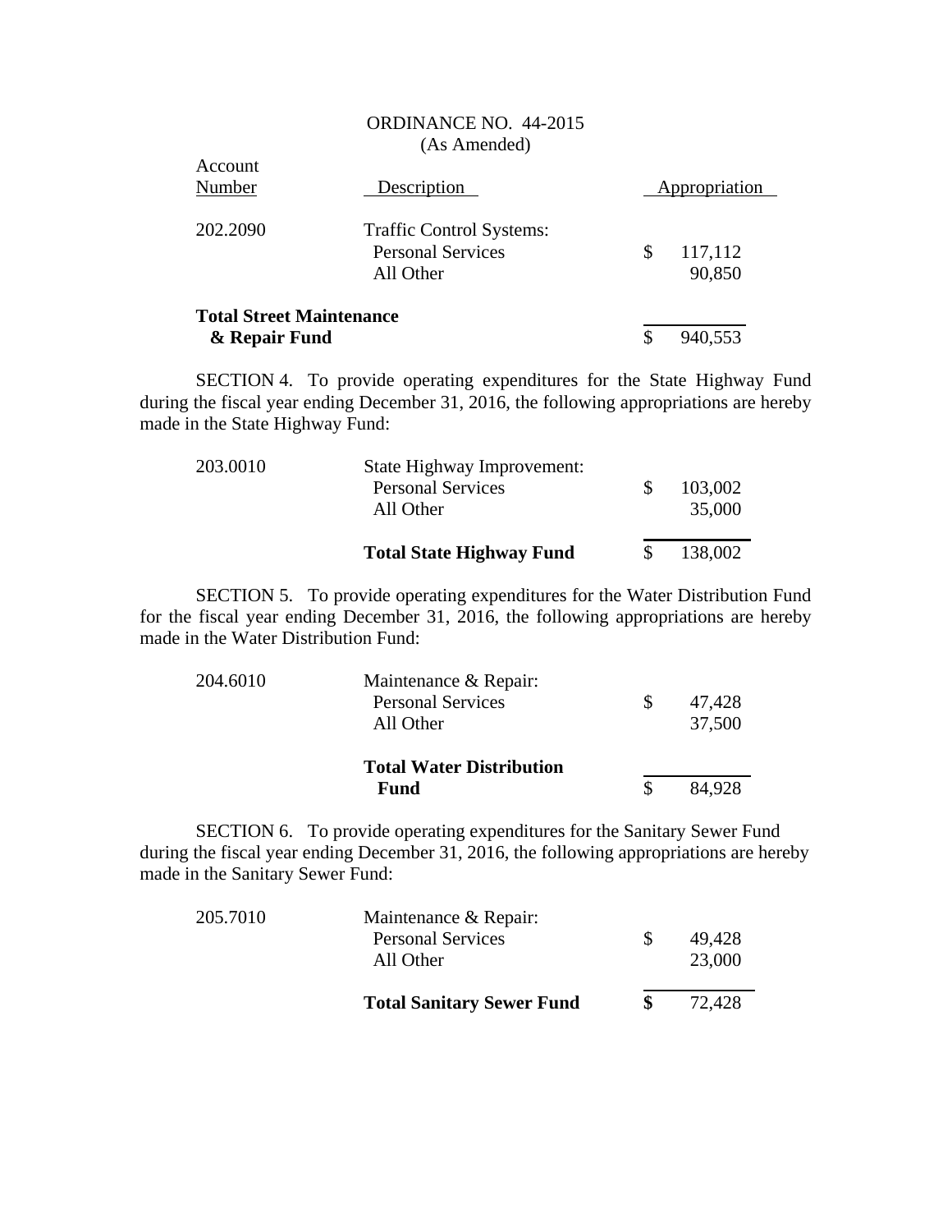ORDINANCE NO. 44-2015
(As Amended)

| Account Number | Description | Appropriation |
|---|---|---|
| 202.2090 | Traffic Control Systems: | |
| | Personal Services | $ 117,112 |
| | All Other | 90,850 |
| **Total Street Maintenance & Repair Fund** | | $ 940,553 |

SECTION 4. To provide operating expenditures for the State Highway Fund during the fiscal year ending December 31, 2016, the following appropriations are hereby made in the State Highway Fund:

| | | |
|---|---|---|
| 203.0010 | State Highway Improvement: | |
| | Personal Services | $ 103,002 |
| | All Other | 35,000 |
| | **Total State Highway Fund** | $ 138,002 |

SECTION 5. To provide operating expenditures for the Water Distribution Fund for the fiscal year ending December 31, 2016, the following appropriations are hereby made in the Water Distribution Fund:

| | | |
|---|---|---|
| 204.6010 | Maintenance & Repair: | |
| | Personal Services | $ 47,428 |
| | All Other | 37,500 |
| | **Total Water Distribution Fund** | $ 84,928 |

SECTION 6. To provide operating expenditures for the Sanitary Sewer Fund during the fiscal year ending December 31, 2016, the following appropriations are hereby made in the Sanitary Sewer Fund:

| | | |
|---|---|---|
| 205.7010 | Maintenance & Repair: | |
| | Personal Services | $ 49,428 |
| | All Other | 23,000 |
| | **Total Sanitary Sewer Fund** | **$** 72,428 |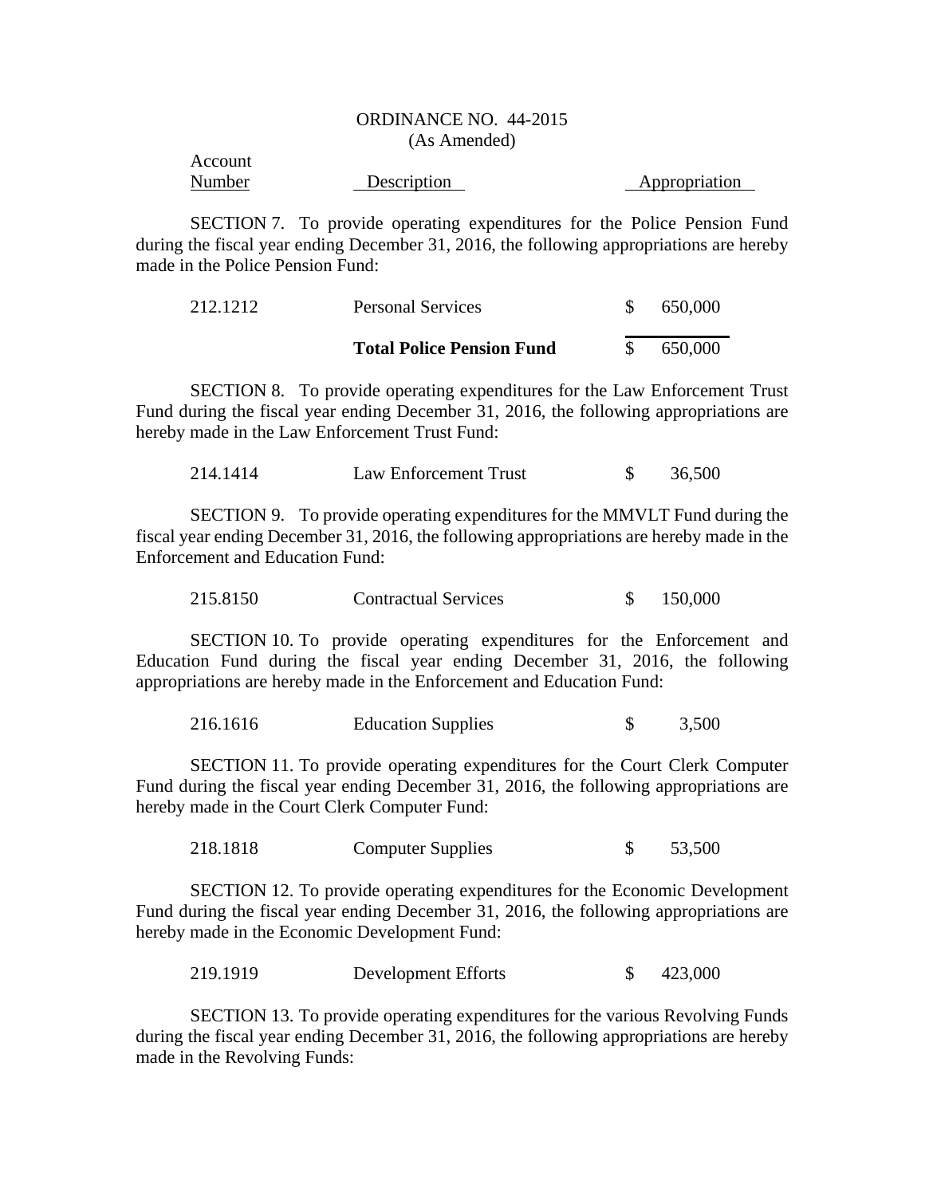ORDINANCE NO. 44-2015
(As Amended)

| Account Number | Description | Appropriation |
|---|---|---|

SECTION 7. To provide operating expenditures for the Police Pension Fund during the fiscal year ending December 31, 2016, the following appropriations are hereby made in the Police Pension Fund:

| | | |
|---|---|---|
| 212.1212 | Personal Services | $ 650,000 |
| | **Total Police Pension Fund** | $ 650,000 |

SECTION 8. To provide operating expenditures for the Law Enforcement Trust Fund during the fiscal year ending December 31, 2016, the following appropriations are hereby made in the Law Enforcement Trust Fund:

| | | |
|---|---|---|
| 214.1414 | Law Enforcement Trust | $ 36,500 |

SECTION 9. To provide operating expenditures for the MMVLT Fund during the fiscal year ending December 31, 2016, the following appropriations are hereby made in the Enforcement and Education Fund:

| | | |
|---|---|---|
| 215.8150 | Contractual Services | $ 150,000 |

SECTION 10. To provide operating expenditures for the Enforcement and Education Fund during the fiscal year ending December 31, 2016, the following appropriations are hereby made in the Enforcement and Education Fund:

| | | |
|---|---|---|
| 216.1616 | Education Supplies | $ 3,500 |

SECTION 11. To provide operating expenditures for the Court Clerk Computer Fund during the fiscal year ending December 31, 2016, the following appropriations are hereby made in the Court Clerk Computer Fund:

| | | |
|---|---|---|
| 218.1818 | Computer Supplies | $ 53,500 |

SECTION 12. To provide operating expenditures for the Economic Development Fund during the fiscal year ending December 31, 2016, the following appropriations are hereby made in the Economic Development Fund:

| | | |
|---|---|---|
| 219.1919 | Development Efforts | $ 423,000 |

SECTION 13. To provide operating expenditures for the various Revolving Funds during the fiscal year ending December 31, 2016, the following appropriations are hereby made in the Revolving Funds: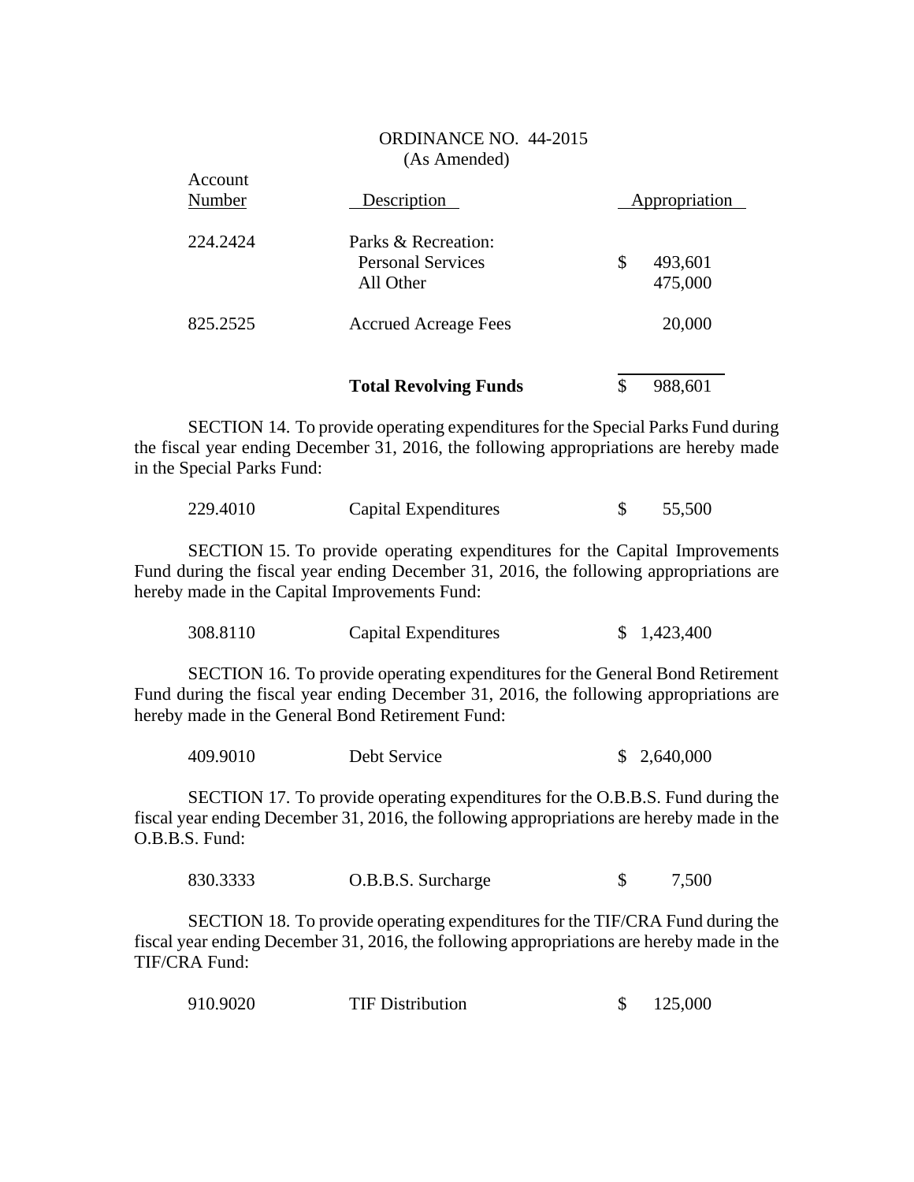ORDINANCE NO. 44-2015
(As Amended)

| Account Number | Description | Appropriation |
|---|---|---|
| 224.2424 | Parks & Recreation: | |
| | Personal Services | $ 493,601 |
| | All Other | 475,000 |
| 825.2525 | Accrued Acreage Fees | 20,000 |
| | **Total Revolving Funds** | $ 988,601 |

SECTION 14. To provide operating expenditures for the Special Parks Fund during the fiscal year ending December 31, 2016, the following appropriations are hereby made in the Special Parks Fund:

| | | |
|---|---|---|
| 229.4010 | Capital Expenditures | $ 55,500 |

SECTION 15. To provide operating expenditures for the Capital Improvements Fund during the fiscal year ending December 31, 2016, the following appropriations are hereby made in the Capital Improvements Fund:

| | | |
|---|---|---|
| 308.8110 | Capital Expenditures | $ 1,423,400 |

SECTION 16. To provide operating expenditures for the General Bond Retirement Fund during the fiscal year ending December 31, 2016, the following appropriations are hereby made in the General Bond Retirement Fund:

| | | |
|---|---|---|
| 409.9010 | Debt Service | $ 2,640,000 |

SECTION 17. To provide operating expenditures for the O.B.B.S. Fund during the fiscal year ending December 31, 2016, the following appropriations are hereby made in the O.B.B.S. Fund:

| | | |
|---|---|---|
| 830.3333 | O.B.B.S. Surcharge | $ 7,500 |

SECTION 18. To provide operating expenditures for the TIF/CRA Fund during the fiscal year ending December 31, 2016, the following appropriations are hereby made in the TIF/CRA Fund:

| | | |
|---|---|---|
| 910.9020 | TIF Distribution | $ 125,000 |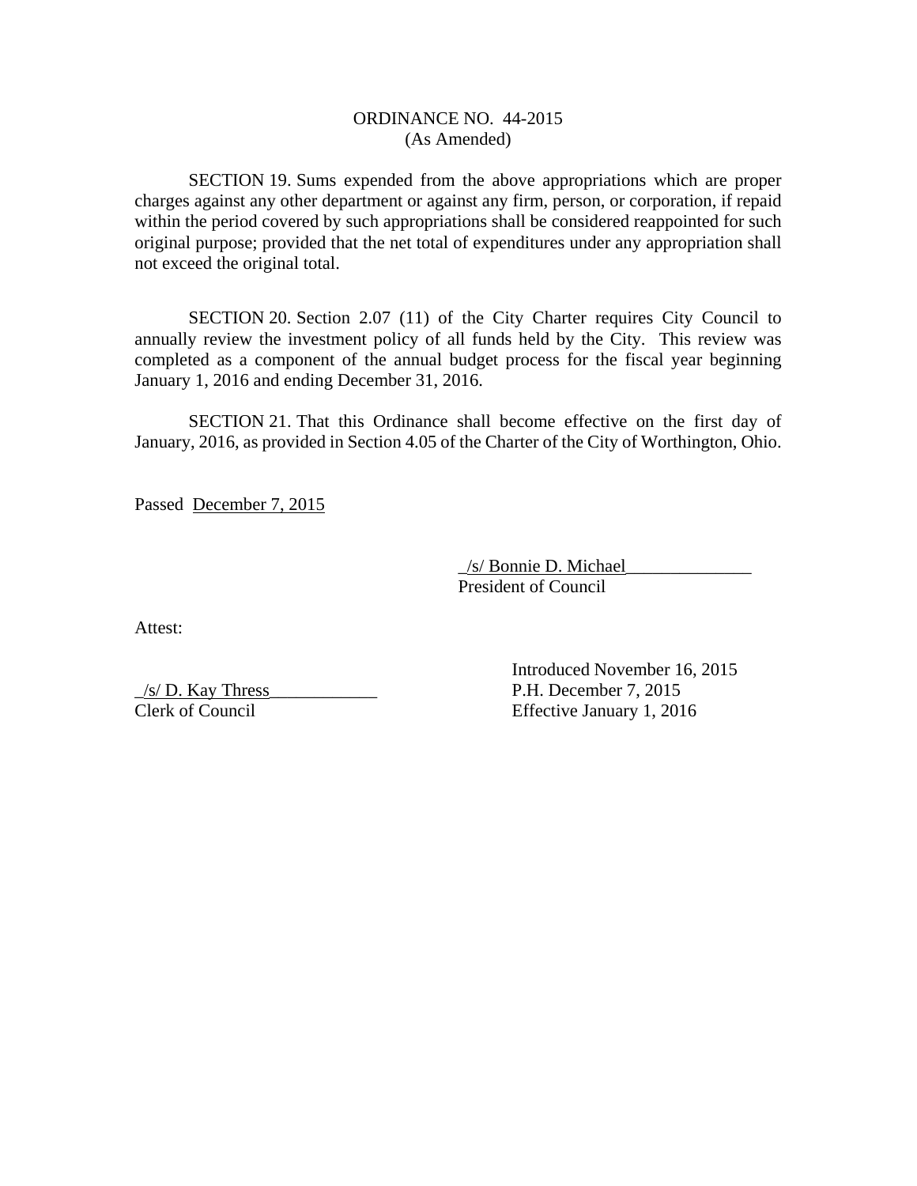ORDINANCE NO. 44-2015
(As Amended)

SECTION 19. Sums expended from the above appropriations which are proper charges against any other department or against any firm, person, or corporation, if repaid within the period covered by such appropriations shall be considered reappointed for such original purpose; provided that the net total of expenditures under any appropriation shall not exceed the original total.

SECTION 20. Section 2.07 (11) of the City Charter requires City Council to annually review the investment policy of all funds held by the City. This review was completed as a component of the annual budget process for the fiscal year beginning January 1, 2016 and ending December 31, 2016.

SECTION 21. That this Ordinance shall become effective on the first day of January, 2016, as provided in Section 4.05 of the Charter of the City of Worthington, Ohio.

Passed December 7, 2015

_/s/ Bonnie D. Michael______________
President of Council

Attest:

_/s/ D. Kay Thress____________
Clerk of Council

Introduced November 16, 2015
P.H. December 7, 2015
Effective January 1, 2016